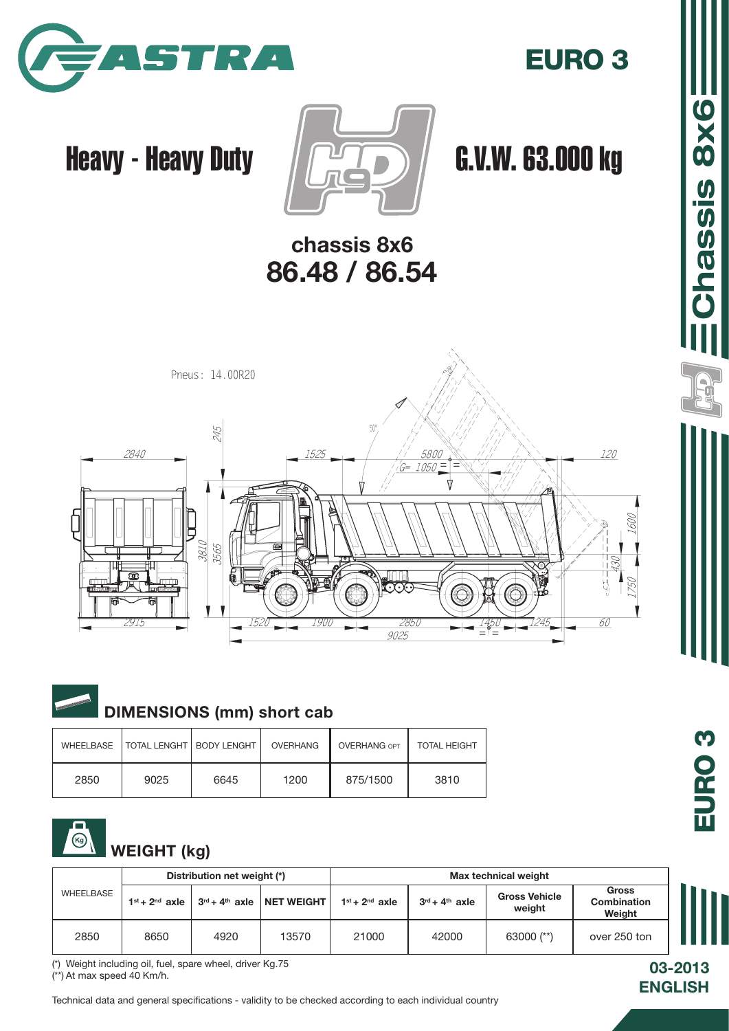# ASTRA

**EURO 3**

## Heavy - Heavy Duty

## G.V.W. 63.000 kg

## chassis 8x6
## 86.48 / 86.54

Pneus: 14.00R20

## DIMENSIONS (mm) short cab

| WHEELBASE | TOTAL LENGHT | BODY LENGHT | OVERHANG | OVERHANG OPT | TOTAL HEIGHT |
|---|---|---|---|---|---|
| 2850 | 9025 | 6645 | 1200 | 875/1500 | 3810 |

## WEIGHT (kg)

| WHEELBASE | Distribution net weight (*) | | | Max technical weight | | | |
|---|---|---|---|---|---|---|---|
| | 1st + 2nd axle | 3rd + 4th axle | NET WEIGHT | 1st + 2nd axle | 3rd + 4th axle | Gross Vehicle weight | Gross Combination Weight |
| 2850 | 8650 | 4920 | 13570 | 21000 | 42000 | 63000 (**) | over 250 ton |

(*) Weight including oil, fuel, spare wheel, driver Kg.75
(**) At max speed 40 Km/h.

Technical data and general specifications - validity to be checked according to each individual country

03-2013
ENGLISH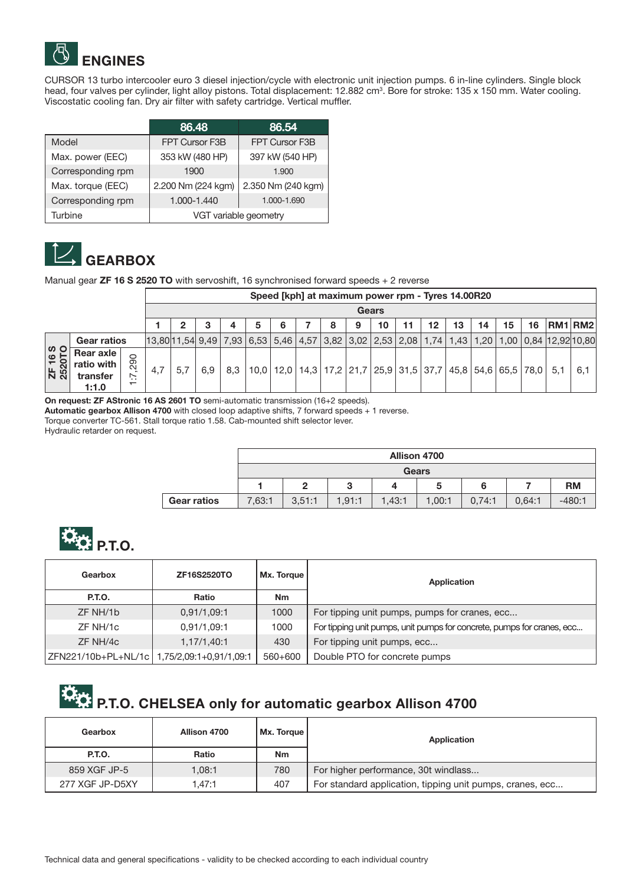## ENGINES

CURSOR 13 turbo intercooler euro 3 diesel injection/cycle with electronic unit injection pumps. 6 in-line cylinders. Single block head, four valves per cylinder, light alloy pistons. Total displacement: 12.882 $cm^3$. Bore for stroke: 135 x 150 mm. Water cooling. Viscostatic cooling fan. Dry air filter with safety cartridge. Vertical muffler.

| | 86.48 | 86.54 |
|---|---|---|
| Model | FPT Cursor F3B | FPT Cursor F3B |
| Max. power (EEC) | 353 kW (480 HP) | 397 kW (540 HP) |
| Corresponding rpm | 1900 | 1.900 |
| Max. torque (EEC) | 2.200 Nm (224 kgm) | 2.350 Nm (240 kgm) |
| Corresponding rpm | 1.000-1.440 | 1.000-1.690 |
| Turbine | VGT variable geometry | |

## GEARBOX

Manual gear **ZF 16 S 2520 TO** with servoshift, 16 synchronised forward speeds + 2 reverse

| | | | Speed [kph] at maximum power rpm - Tyres 14.00R20 | | | | | | | | | | | | | | | | | |
|---|---|---|---|---|---|---|---|---|---|---|---|---|---|---|---|---|---|---|---|---|
| | | | Gears | | | | | | | | | | | | | | | | | |
| | | | 1 | 2 | 3 | 4 | 5 | 6 | 7 | 8 | 9 | 10 | 11 | 12 | 13 | 14 | 15 | 16 | RM1 | RM2 |
| ZF 16 S 2520TO | Gear ratios | | 13,80 | 11,54 | 9,49 | 7,93 | 6,53 | 5,46 | 4,57 | 3,82 | 3,02 | 2,53 | 2,08 | 1,74 | 1,43 | 1,20 | 1,00 | 0,84 | 12,92 | 10,80 |
| | Rear axle ratio with transfer 1:1.0 | 1:7,290 | 4,7 | 5,7 | 6,9 | 8,3 | 10,0 | 12,0 | 14,3 | 17,2 | 21,7 | 25,9 | 31,5 | 37,7 | 45,8 | 54,6 | 65,5 | 78,0 | 5,1 | 6,1 |

**On request: ZF AStronic 16 AS 2601 TO** semi-automatic transmission (16+2 speeds).
**Automatic gearbox Allison 4700** with closed loop adaptive shifts, 7 forward speeds + 1 reverse.
Torque converter TC-561. Stall torque ratio 1.58. Cab-mounted shift selector lever.
Hydraulic retarder on request.

| | Allison 4700 | | | | | | | |
|---|---|---|---|---|---|---|---|---|
| | Gears | | | | | | | |
| | 1 | 2 | 3 | 4 | 5 | 6 | 7 | RM |
| **Gear ratios** | 7,63:1 | 3,51:1 | 1,91:1 | 1,43:1 | 1,00:1 | 0,74:1 | 0,64:1 | -480:1 |

## P.T.O.

| Gearbox | ZF16S2520TO | Mx. Torque | Application |
|---|---|---|---|
| **P.T.O.** | **Ratio** | **Nm** | |
| ZF NH/1b | 0,91/1,09:1 | 1000 | For tipping unit pumps, pumps for cranes, ecc... |
| ZF NH/1c | 0,91/1,09:1 | 1000 | For tipping unit pumps, unit pumps for concrete, pumps for cranes, ecc... |
| ZF NH/4c | 1,17/1,40:1 | 430 | For tipping unit pumps, ecc... |
| ZFN221/10b+PL+NL/1c | 1,75/2,09:1+0,91/1,09:1 | 560+600 | Double PTO for concrete pumps |

## P.T.O. CHELSEA only for automatic gearbox Allison 4700

| Gearbox | Allison 4700 | Mx. Torque | Application |
|---|---|---|---|
| **P.T.O.** | **Ratio** | **Nm** | |
| 859 XGF JP-5 | 1,08:1 | 780 | For higher performance, 30t windlass... |
| 277 XGF JP-D5XY | 1,47:1 | 407 | For standard application, tipping unit pumps, cranes, ecc... |

Technical data and general specifications - validity to be checked according to each individual country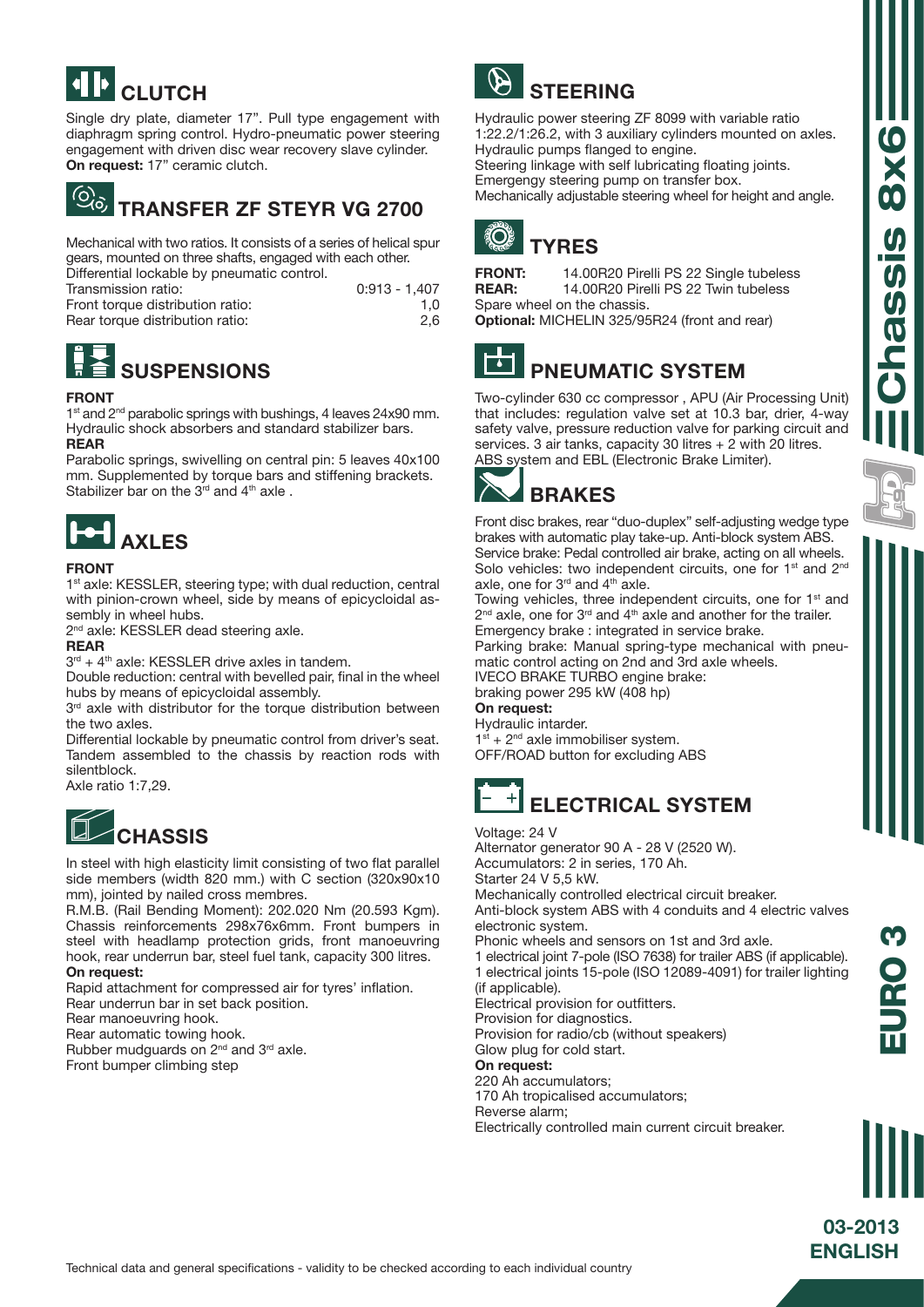## CLUTCH

Single dry plate, diameter 17". Pull type engagement with diaphragm spring control. Hydro-pneumatic power steering engagement with driven disc wear recovery slave cylinder.
**On request:** 17" ceramic clutch.

## TRANSFER ZF STEYR VG 2700

Mechanical with two ratios. It consists of a series of helical spur gears, mounted on three shafts, engaged with each other.
Differential lockable by pneumatic control.

| | |
|---|---|
| Transmission ratio: | 0:913 - 1,407 |
| Front torque distribution ratio: | 1,0 |
| Rear torque distribution ratio: | 2,6 |

## SUSPENSIONS

**FRONT**
1st and 2nd parabolic springs with bushings, 4 leaves 24x90 mm. Hydraulic shock absorbers and standard stabilizer bars.
**REAR**
Parabolic springs, swivelling on central pin: 5 leaves 40x100 mm. Supplemented by torque bars and stiffening brackets. Stabilizer bar on the 3rd and 4th axle .

## AXLES

**FRONT**
1st axle: KESSLER, steering type; with dual reduction, central with pinion-crown wheel, side by means of epicycloidal assembly in wheel hubs.
2nd axle: KESSLER dead steering axle.
**REAR**
3rd + 4th axle: KESSLER drive axles in tandem.
Double reduction: central with bevelled pair, final in the wheel hubs by means of epicycloidal assembly.
3rd axle with distributor for the torque distribution between the two axles.
Differential lockable by pneumatic control from driver's seat. Tandem assembled to the chassis by reaction rods with silentblock.
Axle ratio 1:7,29.

## CHASSIS

In steel with high elasticity limit consisting of two flat parallel side members (width 820 mm.) with C section (320x90x10 mm), jointed by nailed cross membres.
R.M.B. (Rail Bending Moment): 202.020 Nm (20.593 Kgm). Chassis reinforcements 298x76x6mm. Front bumpers in steel with headlamp protection grids, front manoeuvring hook, rear underrun bar, steel fuel tank, capacity 300 litres.
**On request:**
Rapid attachment for compressed air for tyres' inflation.
Rear underrun bar in set back position.
Rear manoeuvring hook.
Rear automatic towing hook.
Rubber mudguards on 2nd and 3rd axle.
Front bumper climbing step

## STEERING

Hydraulic power steering ZF 8099 with variable ratio 1:22.2/1:26.2, with 3 auxiliary cylinders mounted on axles.
Hydraulic pumps flanged to engine.
Steering linkage with self lubricating floating joints.
Emergengy steering pump on transfer box.
Mechanically adjustable steering wheel for height and angle.

## TYRES

**FRONT:** 14.00R20 Pirelli PS 22 Single tubeless
**REAR:** 14.00R20 Pirelli PS 22 Twin tubeless
Spare wheel on the chassis.
**Optional:** MICHELIN 325/95R24 (front and rear)

## PNEUMATIC SYSTEM

Two-cylinder 630 cc compressor , APU (Air Processing Unit) that includes: regulation valve set at 10.3 bar, drier, 4-way safety valve, pressure reduction valve for parking circuit and services. 3 air tanks, capacity 30 litres + 2 with 20 litres. ABS system and EBL (Electronic Brake Limiter).

## BRAKES

Front disc brakes, rear "duo-duplex" self-adjusting wedge type brakes with automatic play take-up. Anti-block system ABS.
Service brake: Pedal controlled air brake, acting on all wheels. Solo vehicles: two independent circuits, one for 1st and 2nd axle, one for 3rd and 4th axle.
Towing vehicles, three independent circuits, one for 1st and 2nd axle, one for 3rd and 4th axle and another for the trailer.
Emergency brake : integrated in service brake.
Parking brake: Manual spring-type mechanical with pneumatic control acting on 2nd and 3rd axle wheels.
IVECO BRAKE TURBO engine brake:
braking power 295 kW (408 hp)
**On request:**
Hydraulic intarder.
1st + 2nd axle immobiliser system.
OFF/ROAD button for excluding ABS

## ELECTRICAL SYSTEM

Voltage: 24 V
Alternator generator 90 A - 28 V (2520 W).
Accumulators: 2 in series, 170 Ah.
Starter 24 V 5,5 kW.
Mechanically controlled electrical circuit breaker.
Anti-block system ABS with 4 conduits and 4 electric valves electronic system.
Phonic wheels and sensors on 1st and 3rd axle.
1 electrical joint 7-pole (ISO 7638) for trailer ABS (if applicable).
1 electrical joints 15-pole (ISO 12089-4091) for trailer lighting (if applicable).
Electrical provision for outfitters.
Provision for diagnostics.
Provision for radio/cb (without speakers)
Glow plug for cold start.
**On request:**
220 Ah accumulators;
170 Ah tropicalised accumulators;
Reverse alarm;
Electrically controlled main current circuit breaker.

Technical data and general specifications - validity to be checked according to each individual country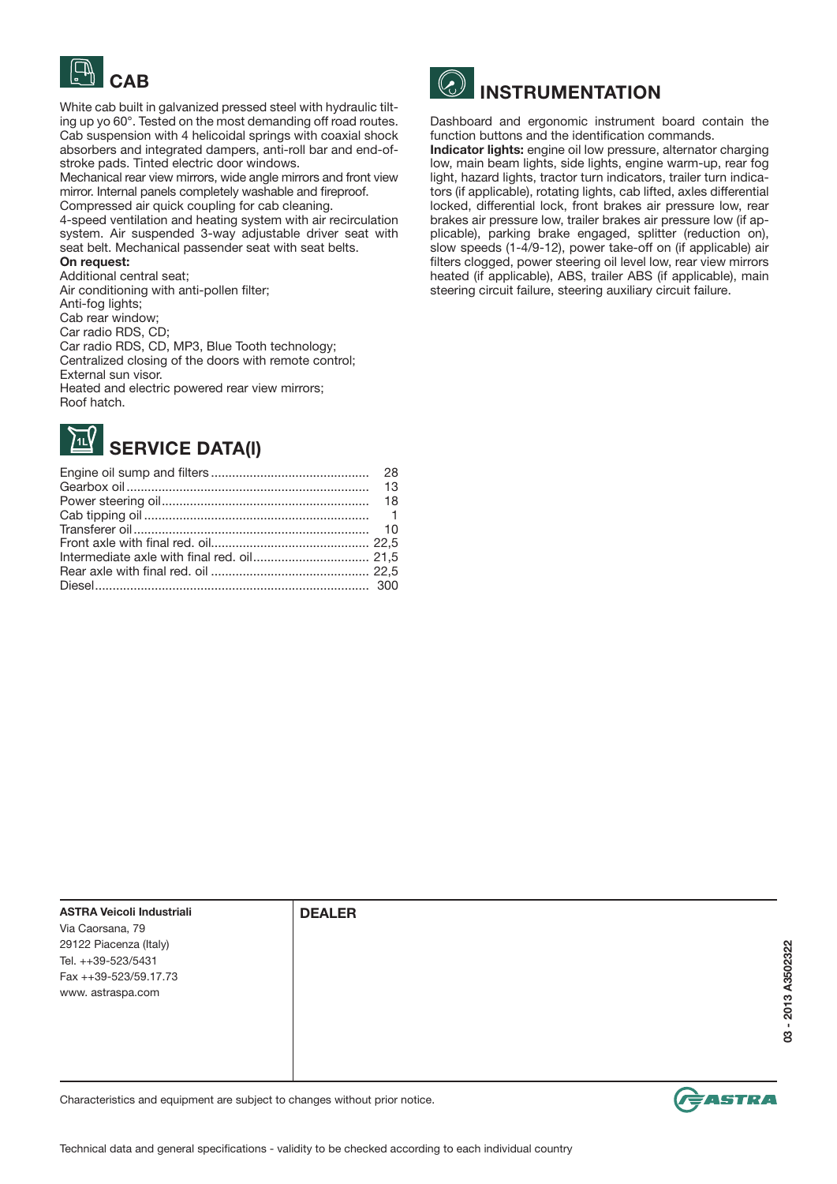## CAB

White cab built in galvanized pressed steel with hydraulic tilting up yo 60°. Tested on the most demanding off road routes. Cab suspension with 4 helicoidal springs with coaxial shock absorbers and integrated dampers, anti-roll bar and end-of-stroke pads. Tinted electric door windows.
Mechanical rear view mirrors, wide angle mirrors and front view mirror. Internal panels completely washable and fireproof.
Compressed air quick coupling for cab cleaning.
4-speed ventilation and heating system with air recirculation system. Air suspended 3-way adjustable driver seat with seat belt. Mechanical passenger seat with seat belts.

**On request:**
Additional central seat;
Air conditioning with anti-pollen filter;
Anti-fog lights;
Cab rear window;
Car radio RDS, CD;
Car radio RDS, CD, MP3, Blue Tooth technology;
Centralized closing of the doors with remote control;
External sun visor.
Heated and electric powered rear view mirrors;
Roof hatch.

## SERVICE DATA(l)

| | |
|---|---|
| Engine oil sump and filters | 28 |
| Gearbox oil | 13 |
| Power steering oil | 18 |
| Cab tipping oil | 1 |
| Transferer oil | 10 |
| Front axle with final red. oil | 22,5 |
| Intermediate axle with final red. oil | 21,5 |
| Rear axle with final red. oil | 22,5 |
| Diesel | 300 |

## INSTRUMENTATION

Dashboard and ergonomic instrument board contain the function buttons and the identification commands.
**Indicator lights:** engine oil low pressure, alternator charging low, main beam lights, side lights, engine warm-up, rear fog light, hazard lights, tractor turn indicators, trailer turn indicators (if applicable), rotating lights, cab lifted, axles differential locked, differential lock, front brakes air pressure low, rear brakes air pressure low, trailer brakes air pressure low (if applicable), parking brake engaged, splitter (reduction on), slow speeds (1-4/9-12), power take-off on (if applicable) air filters clogged, power steering oil level low, rear view mirrors heated (if applicable), ABS, trailer ABS (if applicable), main steering circuit failure, steering auxiliary circuit failure.

**ASTRA Veicoli Industriali**
Via Caorsana, 79
29122 Piacenza (Italy)
Tel. ++39-523/5431
Fax ++39-523/59.17.73
www. astraspa.com

**DEALER**

03 - 2013 A3502322

Characteristics and equipment are subject to changes without prior notice.

ASTRA

Technical data and general specifications - validity to be checked according to each individual country